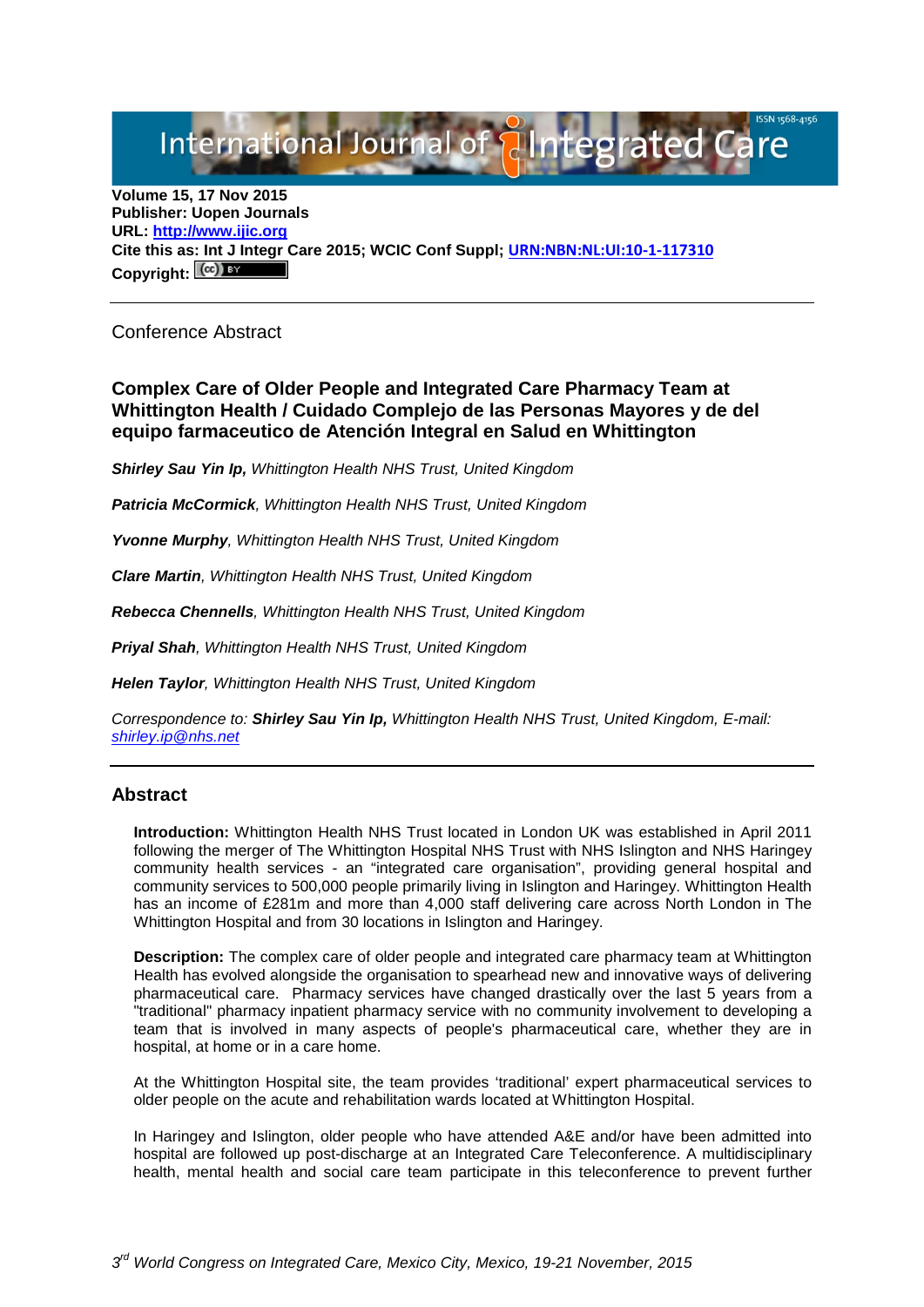International Journal of Integrated Care

**Volume 15, 17 Nov 2015**
**Publisher: Uopen Journals**
**URL: [http://www.ijic.org](http://www.ijic.org)**
**Cite this as: Int J Integr Care 2015; WCIC Conf Suppl; [URN:NBN:NL:UI:10-1-117310](URN:NBN:NL:UI:10-1-117310)**
**Copyright:** (cc) BY

---

Conference Abstract

## Complex Care of Older People and Integrated Care Pharmacy Team at Whittington Health / Cuidado Complejo de las Personas Mayores y de del equipo farmaceutico de Atención Integral en Salud en Whittington

***Shirley Sau Yin Ip,*** *Whittington Health NHS Trust, United Kingdom*

***Patricia McCormick****, Whittington Health NHS Trust, United Kingdom*

***Yvonne Murphy****, Whittington Health NHS Trust, United Kingdom*

***Clare Martin****, Whittington Health NHS Trust, United Kingdom*

***Rebecca Chennells****, Whittington Health NHS Trust, United Kingdom*

***Priyal Shah****, Whittington Health NHS Trust, United Kingdom*

***Helen Taylor****, Whittington Health NHS Trust, United Kingdom*

*Correspondence to:* ***Shirley Sau Yin Ip,*** *Whittington Health NHS Trust, United Kingdom, E-mail: [shirley.ip@nhs.net](mailto:shirley.ip@nhs.net)*

---

## Abstract

**Introduction:** Whittington Health NHS Trust located in London UK was established in April 2011 following the merger of The Whittington Hospital NHS Trust with NHS Islington and NHS Haringey community health services - an "integrated care organisation", providing general hospital and community services to 500,000 people primarily living in Islington and Haringey. Whittington Health has an income of £281m and more than 4,000 staff delivering care across North London in The Whittington Hospital and from 30 locations in Islington and Haringey.

**Description:** The complex care of older people and integrated care pharmacy team at Whittington Health has evolved alongside the organisation to spearhead new and innovative ways of delivering pharmaceutical care. Pharmacy services have changed drastically over the last 5 years from a "traditional" pharmacy inpatient pharmacy service with no community involvement to developing a team that is involved in many aspects of people's pharmaceutical care, whether they are in hospital, at home or in a care home.

At the Whittington Hospital site, the team provides 'traditional' expert pharmaceutical services to older people on the acute and rehabilitation wards located at Whittington Hospital.

In Haringey and Islington, older people who have attended A&E and/or have been admitted into hospital are followed up post-discharge at an Integrated Care Teleconference. A multidisciplinary health, mental health and social care team participate in this teleconference to prevent further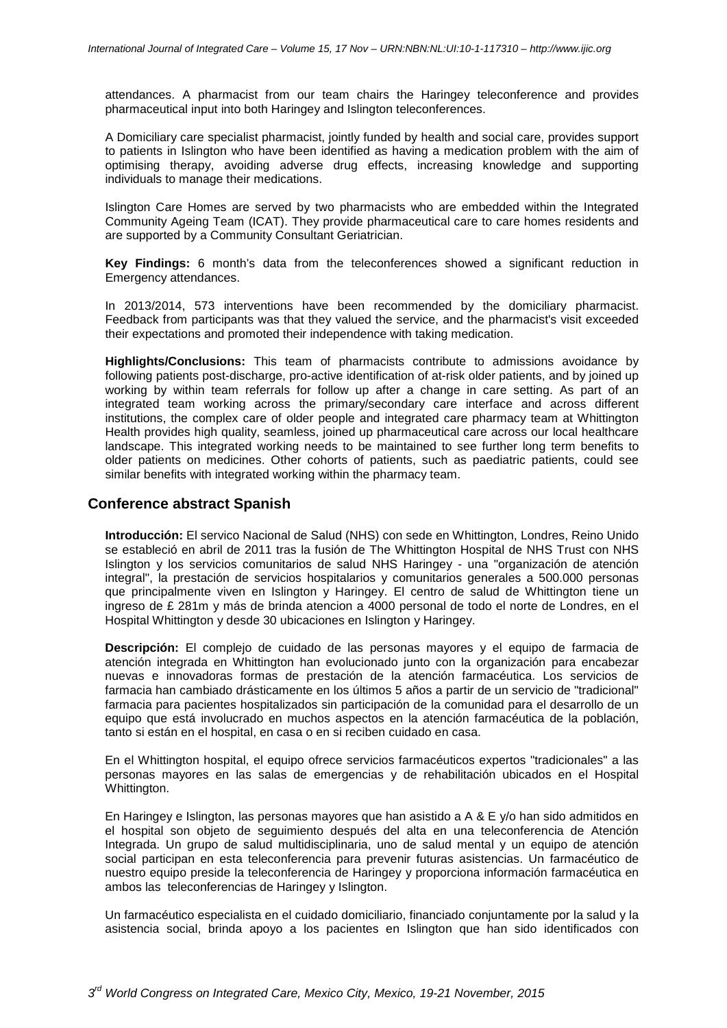attendances. A pharmacist from our team chairs the Haringey teleconference and provides pharmaceutical input into both Haringey and Islington teleconferences.

A Domiciliary care specialist pharmacist, jointly funded by health and social care, provides support to patients in Islington who have been identified as having a medication problem with the aim of optimising therapy, avoiding adverse drug effects, increasing knowledge and supporting individuals to manage their medications.

Islington Care Homes are served by two pharmacists who are embedded within the Integrated Community Ageing Team (ICAT). They provide pharmaceutical care to care homes residents and are supported by a Community Consultant Geriatrician.

**Key Findings:** 6 month's data from the teleconferences showed a significant reduction in Emergency attendances.

In 2013/2014, 573 interventions have been recommended by the domiciliary pharmacist. Feedback from participants was that they valued the service, and the pharmacist's visit exceeded their expectations and promoted their independence with taking medication.

**Highlights/Conclusions:** This team of pharmacists contribute to admissions avoidance by following patients post-discharge, pro-active identification of at-risk older patients, and by joined up working by within team referrals for follow up after a change in care setting. As part of an integrated team working across the primary/secondary care interface and across different institutions, the complex care of older people and integrated care pharmacy team at Whittington Health provides high quality, seamless, joined up pharmaceutical care across our local healthcare landscape. This integrated working needs to be maintained to see further long term benefits to older patients on medicines. Other cohorts of patients, such as paediatric patients, could see similar benefits with integrated working within the pharmacy team.

## Conference abstract Spanish

**Introducción:** El servico Nacional de Salud (NHS) con sede en Whittington, Londres, Reino Unido se estableció en abril de 2011 tras la fusión de The Whittington Hospital de NHS Trust con NHS Islington y los servicios comunitarios de salud NHS Haringey - una "organización de atención integral", la prestación de servicios hospitalarios y comunitarios generales a 500.000 personas que principalmente viven en Islington y Haringey. El centro de salud de Whittington tiene un ingreso de £ 281m y más de brinda atencion a 4000 personal de todo el norte de Londres, en el Hospital Whittington y desde 30 ubicaciones en Islington y Haringey.

**Descripción:** El complejo de cuidado de las personas mayores y el equipo de farmacia de atención integrada en Whittington han evolucionado junto con la organización para encabezar nuevas e innovadoras formas de prestación de la atención farmacéutica. Los servicios de farmacia han cambiado drásticamente en los últimos 5 años a partir de un servicio de "tradicional" farmacia para pacientes hospitalizados sin participación de la comunidad para el desarrollo de un equipo que está involucrado en muchos aspectos en la atención farmacéutica de la población, tanto si están en el hospital, en casa o en si reciben cuidado en casa.

En el Whittington hospital, el equipo ofrece servicios farmacéuticos expertos "tradicionales" a las personas mayores en las salas de emergencias y de rehabilitación ubicados en el Hospital Whittington.

En Haringey e Islington, las personas mayores que han asistido a A & E y/o han sido admitidos en el hospital son objeto de seguimiento después del alta en una teleconferencia de Atención Integrada. Un grupo de salud multidisciplinaria, uno de salud mental y un equipo de atención social participan en esta teleconferencia para prevenir futuras asistencias. Un farmacéutico de nuestro equipo preside la teleconferencia de Haringey y proporciona información farmacéutica en ambos las teleconferencias de Haringey y Islington.

Un farmacéutico especialista en el cuidado domiciliario, financiado conjuntamente por la salud y la asistencia social, brinda apoyo a los pacientes en Islington que han sido identificados con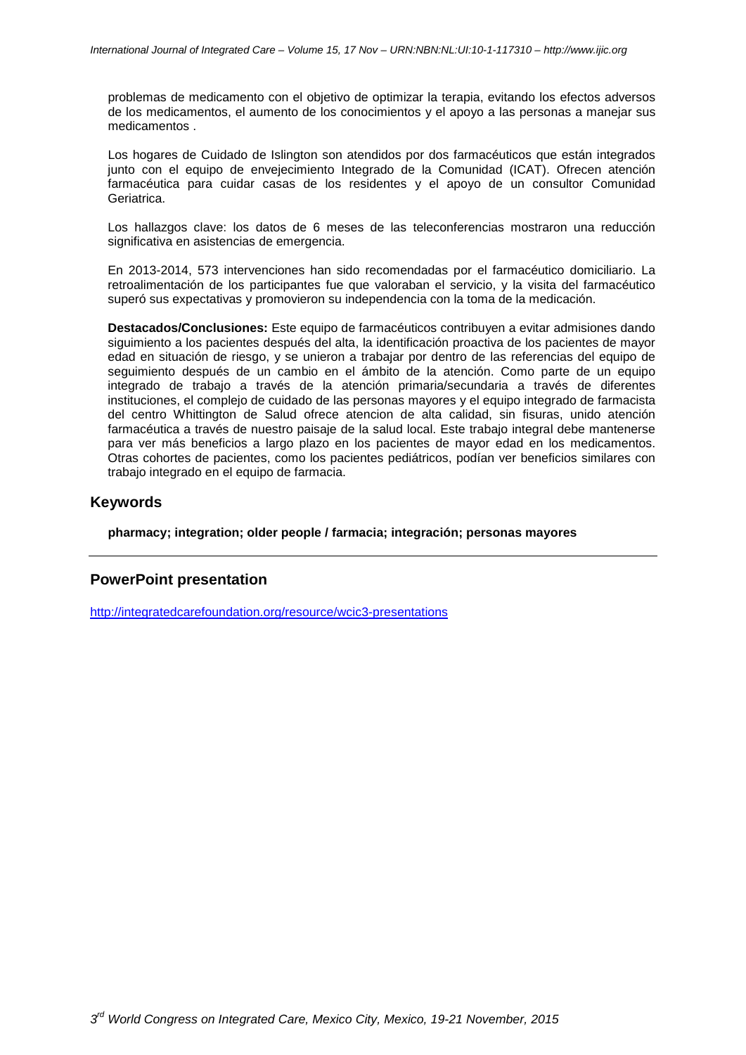problemas de medicamento con el objetivo de optimizar la terapia, evitando los efectos adversos de los medicamentos, el aumento de los conocimientos y el apoyo a las personas a manejar sus medicamentos .

Los hogares de Cuidado de Islington son atendidos por dos farmacéuticos que están integrados junto con el equipo de envejecimiento Integrado de la Comunidad (ICAT). Ofrecen atención farmacéutica para cuidar casas de los residentes y el apoyo de un consultor Comunidad Geriatrica.

Los hallazgos clave: los datos de 6 meses de las teleconferencias mostraron una reducción significativa en asistencias de emergencia.

En 2013-2014, 573 intervenciones han sido recomendadas por el farmacéutico domiciliario. La retroalimentación de los participantes fue que valoraban el servicio, y la visita del farmacéutico superó sus expectativas y promovieron su independencia con la toma de la medicación.

**Destacados/Conclusiones:** Este equipo de farmacéuticos contribuyen a evitar admisiones dando siguimiento a los pacientes después del alta, la identificación proactiva de los pacientes de mayor edad en situación de riesgo, y se unieron a trabajar por dentro de las referencias del equipo de seguimiento después de un cambio en el ámbito de la atención. Como parte de un equipo integrado de trabajo a través de la atención primaria/secundaria a través de diferentes instituciones, el complejo de cuidado de las personas mayores y el equipo integrado de farmacista del centro Whittington de Salud ofrece atencion de alta calidad, sin fisuras, unido atención farmacéutica a través de nuestro paisaje de la salud local. Este trabajo integral debe mantenerse para ver más beneficios a largo plazo en los pacientes de mayor edad en los medicamentos. Otras cohortes de pacientes, como los pacientes pediátricos, podían ver beneficios similares con trabajo integrado en el equipo de farmacia.

## Keywords

**pharmacy; integration; older people / farmacia; integración; personas mayores**

## PowerPoint presentation

http://integratedcarefoundation.org/resource/wcic3-presentations